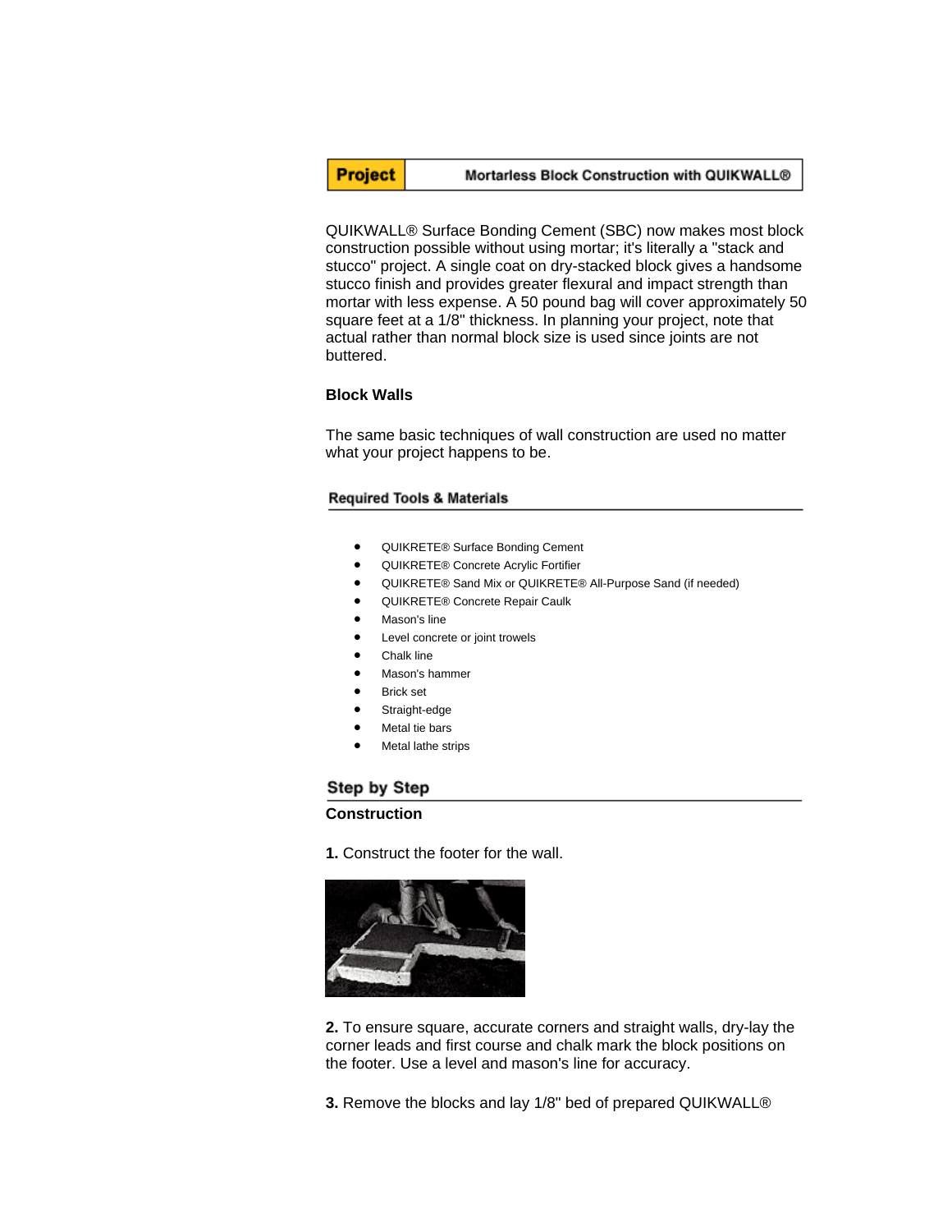| Project | Mortarless Block Construction with QUIKWALL® |
|---|---|

QUIKWALL® Surface Bonding Cement (SBC) now makes most block construction possible without using mortar; it's literally a "stack and stucco" project. A single coat on dry-stacked block gives a handsome stucco finish and provides greater flexural and impact strength than mortar with less expense. A 50 pound bag will cover approximately 50 square feet at a 1/8" thickness. In planning your project, note that actual rather than normal block size is used since joints are not buttered.

### Block Walls

The same basic techniques of wall construction are used no matter what your project happens to be.

#### Required Tools & Materials

- QUIKRETE® Surface Bonding Cement
- QUIKRETE® Concrete Acrylic Fortifier
- QUIKRETE® Sand Mix or QUIKRETE® All-Purpose Sand (if needed)
- QUIKRETE® Concrete Repair Caulk
- Mason's line
- Level concrete or joint trowels
- Chalk line
- Mason's hammer
- Brick set
- Straight-edge
- Metal tie bars
- Metal lathe strips

## Step by Step

### Construction

**1.** Construct the footer for the wall.

**2.** To ensure square, accurate corners and straight walls, dry-lay the corner leads and first course and chalk mark the block positions on the footer. Use a level and mason's line for accuracy.

**3.** Remove the blocks and lay 1/8" bed of prepared QUIKWALL®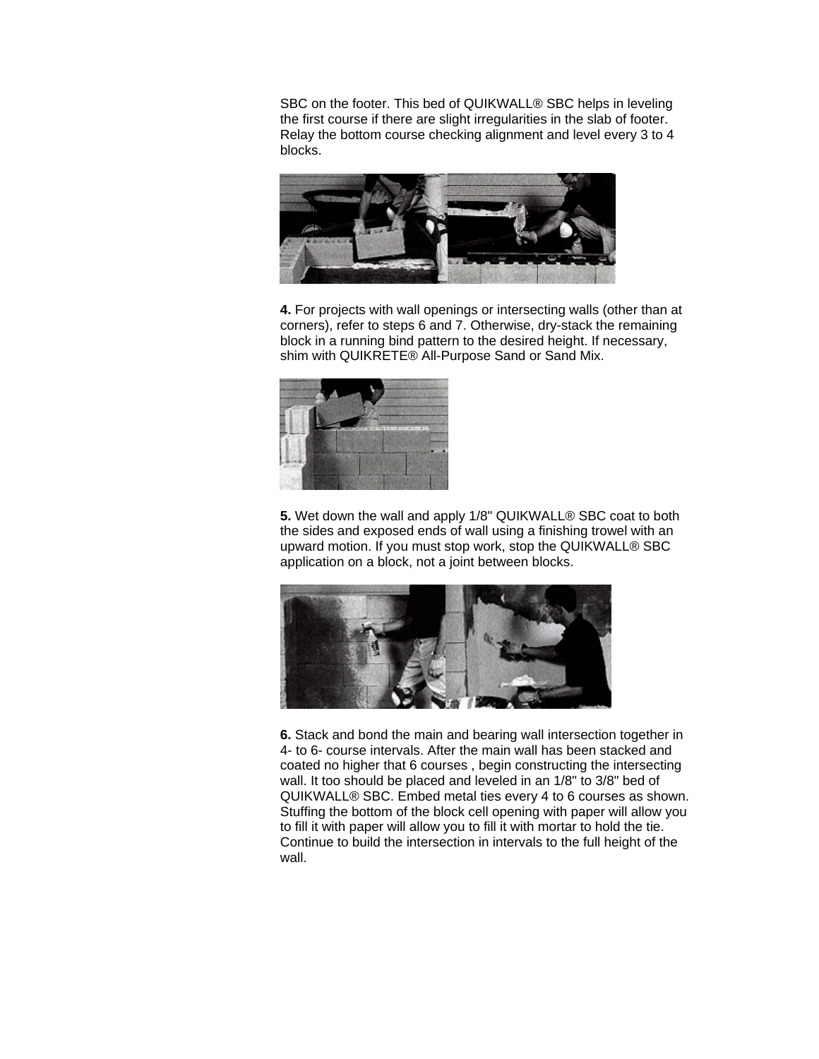SBC on the footer. This bed of QUIKWALL® SBC helps in leveling the first course if there are slight irregularities in the slab of footer. Relay the bottom course checking alignment and level every 3 to 4 blocks.

**4.** For projects with wall openings or intersecting walls (other than at corners), refer to steps 6 and 7. Otherwise, dry-stack the remaining block in a running bind pattern to the desired height. If necessary, shim with QUIKRETE® All-Purpose Sand or Sand Mix.

**5.** Wet down the wall and apply 1/8" QUIKWALL® SBC coat to both the sides and exposed ends of wall using a finishing trowel with an upward motion. If you must stop work, stop the QUIKWALL® SBC application on a block, not a joint between blocks.

**6.** Stack and bond the main and bearing wall intersection together in 4- to 6- course intervals. After the main wall has been stacked and coated no higher that 6 courses , begin constructing the intersecting wall. It too should be placed and leveled in an 1/8" to 3/8" bed of QUIKWALL® SBC. Embed metal ties every 4 to 6 courses as shown. Stuffing the bottom of the block cell opening with paper will allow you to fill it with paper will allow you to fill it with mortar to hold the tie. Continue to build the intersection in intervals to the full height of the wall.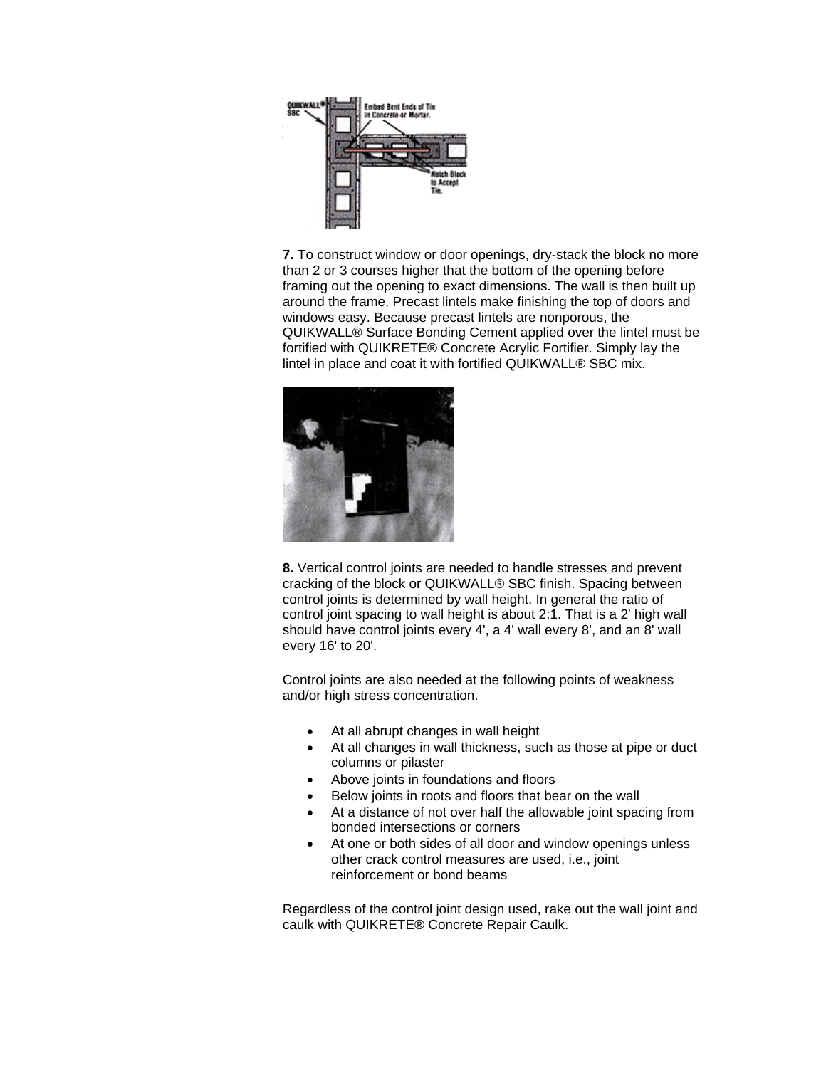**7.** To construct window or door openings, dry-stack the block no more than 2 or 3 courses higher that the bottom of the opening before framing out the opening to exact dimensions. The wall is then built up around the frame. Precast lintels make finishing the top of doors and windows easy. Because precast lintels are nonporous, the QUIKWALL® Surface Bonding Cement applied over the lintel must be fortified with QUIKRETE® Concrete Acrylic Fortifier. Simply lay the lintel in place and coat it with fortified QUIKWALL® SBC mix.

**8.** Vertical control joints are needed to handle stresses and prevent cracking of the block or QUIKWALL® SBC finish. Spacing between control joints is determined by wall height. In general the ratio of control joint spacing to wall height is about 2:1. That is a 2' high wall should have control joints every 4', a 4' wall every 8', and an 8' wall every 16' to 20'.

Control joints are also needed at the following points of weakness and/or high stress concentration.

- At all abrupt changes in wall height
- At all changes in wall thickness, such as those at pipe or duct columns or pilaster
- Above joints in foundations and floors
- Below joints in roots and floors that bear on the wall
- At a distance of not over half the allowable joint spacing from bonded intersections or corners
- At one or both sides of all door and window openings unless other crack control measures are used, i.e., joint reinforcement or bond beams

Regardless of the control joint design used, rake out the wall joint and caulk with QUIKRETE® Concrete Repair Caulk.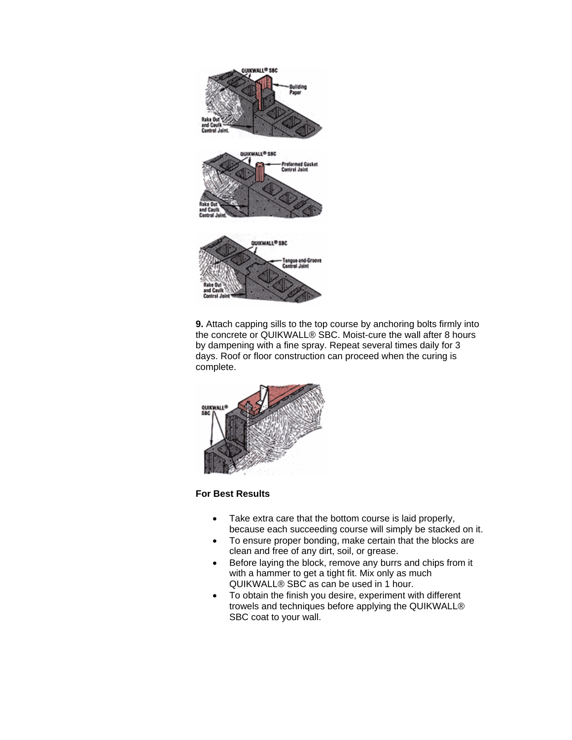QUIKWALL® SBC

Building Paper

Rake Out and Caulk Control Joint.

QUIKWALL® SBC

Preformed Gasket Control Joint

Rake Out and Caulk Control Joint

QUIKWALL® SBC

Tongue-and-Groove Control Joint

Rake Out and Caulk Control Joint

**9.** Attach capping sills to the top course by anchoring bolts firmly into the concrete or QUIKWALL® SBC. Moist-cure the wall after 8 hours by dampening with a fine spray. Repeat several times daily for 3 days. Roof or floor construction can proceed when the curing is complete.

QUIKWALL® SBC

**For Best Results**

- Take extra care that the bottom course is laid properly, because each succeeding course will simply be stacked on it.
- To ensure proper bonding, make certain that the blocks are clean and free of any dirt, soil, or grease.
- Before laying the block, remove any burrs and chips from it with a hammer to get a tight fit. Mix only as much QUIKWALL® SBC as can be used in 1 hour.
- To obtain the finish you desire, experiment with different trowels and techniques before applying the QUIKWALL® SBC coat to your wall.